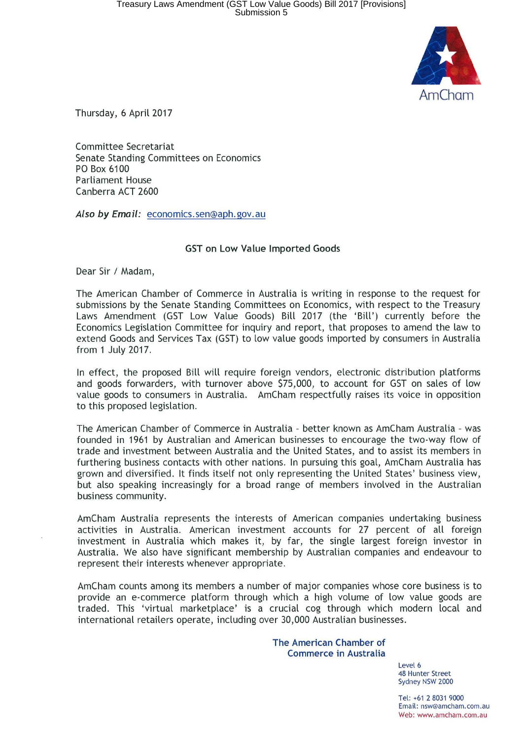AmCham

Thursday, 6 April 2017

Committee Secretariat
Senate Standing Committees on Economics
PO Box 6100
Parliament House
Canberra ACT 2600

*Also by Email:* economics.sen@aph.gov.au

## GST on Low Value Imported Goods

Dear Sir / Madam,

The American Chamber of Commerce in Australia is writing in response to the request for submissions by the Senate Standing Committees on Economics, with respect to the Treasury Laws Amendment (GST Low Value Goods) Bill 2017 (the 'Bill') currently before the Economics Legislation Committee for inquiry and report, that proposes to amend the law to extend Goods and Services Tax (GST) to low value goods imported by consumers in Australia from 1 July 2017.

In effect, the proposed Bill will require foreign vendors, electronic distribution platforms and goods forwarders, with turnover above $75,000, to account for GST on sales of low value goods to consumers in Australia. AmCham respectfully raises its voice in opposition to this proposed legislation.

The American Chamber of Commerce in Australia - better known as AmCham Australia - was founded in 1961 by Australian and American businesses to encourage the two-way flow of trade and investment between Australia and the United States, and to assist its members in furthering business contacts with other nations. In pursuing this goal, AmCham Australia has grown and diversified. It finds itself not only representing the United States' business view, but also speaking increasingly for a broad range of members involved in the Australian business community.

AmCham Australia represents the interests of American companies undertaking business activities in Australia. American investment accounts for 27 percent of all foreign investment in Australia which makes it, by far, the single largest foreign investor in Australia. We also have significant membership by Australian companies and endeavour to represent their interests whenever appropriate.

AmCham counts among its members a number of major companies whose core business is to provide an e-commerce platform through which a high volume of low value goods are traded. This 'virtual marketplace' is a crucial cog through which modern local and international retailers operate, including over 30,000 Australian businesses.

**The American Chamber of Commerce in Australia**

Level 6
48 Hunter Street
Sydney NSW 2000

Tel: +61 2 8031 9000
Email: nsw@amcham.com.au
Web: www.amcham.com.au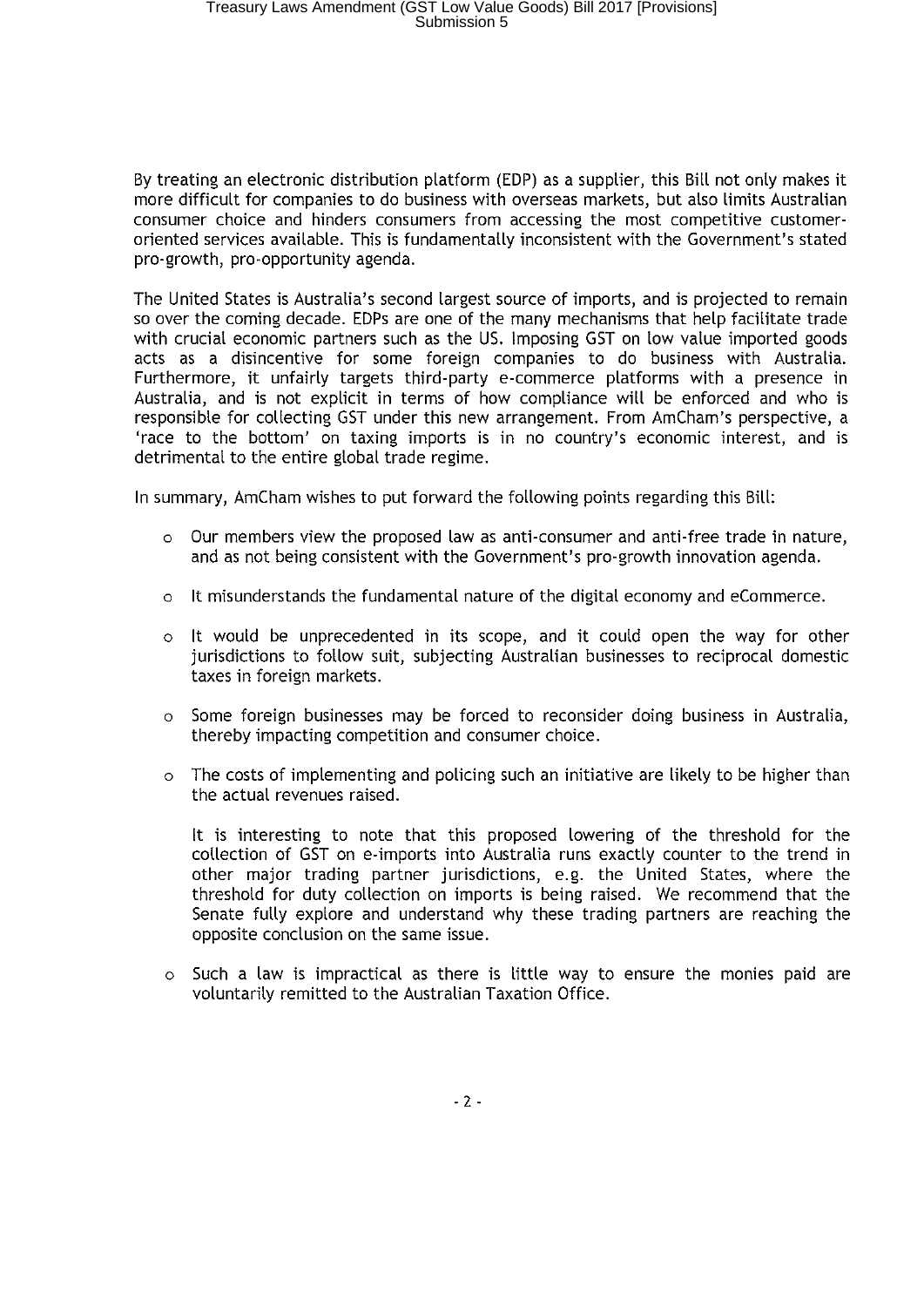By treating an electronic distribution platform (EDP) as a supplier, this Bill not only makes it more difficult for companies to do business with overseas markets, but also limits Australian consumer choice and hinders consumers from accessing the most competitive customer-oriented services available. This is fundamentally inconsistent with the Government's stated pro-growth, pro-opportunity agenda.

The United States is Australia's second largest source of imports, and is projected to remain so over the coming decade. EDPs are one of the many mechanisms that help facilitate trade with crucial economic partners such as the US. Imposing GST on low value imported goods acts as a disincentive for some foreign companies to do business with Australia. Furthermore, it unfairly targets third-party e-commerce platforms with a presence in Australia, and is not explicit in terms of how compliance will be enforced and who is responsible for collecting GST under this new arrangement. From AmCham's perspective, a 'race to the bottom' on taxing imports is in no country's economic interest, and is detrimental to the entire global trade regime.

In summary, AmCham wishes to put forward the following points regarding this Bill:

- Our members view the proposed law as anti-consumer and anti-free trade in nature, and as not being consistent with the Government's pro-growth innovation agenda.
- It misunderstands the fundamental nature of the digital economy and eCommerce.
- It would be unprecedented in its scope, and it could open the way for other jurisdictions to follow suit, subjecting Australian businesses to reciprocal domestic taxes in foreign markets.
- Some foreign businesses may be forced to reconsider doing business in Australia, thereby impacting competition and consumer choice.
- The costs of implementing and policing such an initiative are likely to be higher than the actual revenues raised.

  It is interesting to note that this proposed lowering of the threshold for the collection of GST on e-imports into Australia runs exactly counter to the trend in other major trading partner jurisdictions, e.g. the United States, where the threshold for duty collection on imports is being raised. We recommend that the Senate fully explore and understand why these trading partners are reaching the opposite conclusion on the same issue.
- Such a law is impractical as there is little way to ensure the monies paid are voluntarily remitted to the Australian Taxation Office.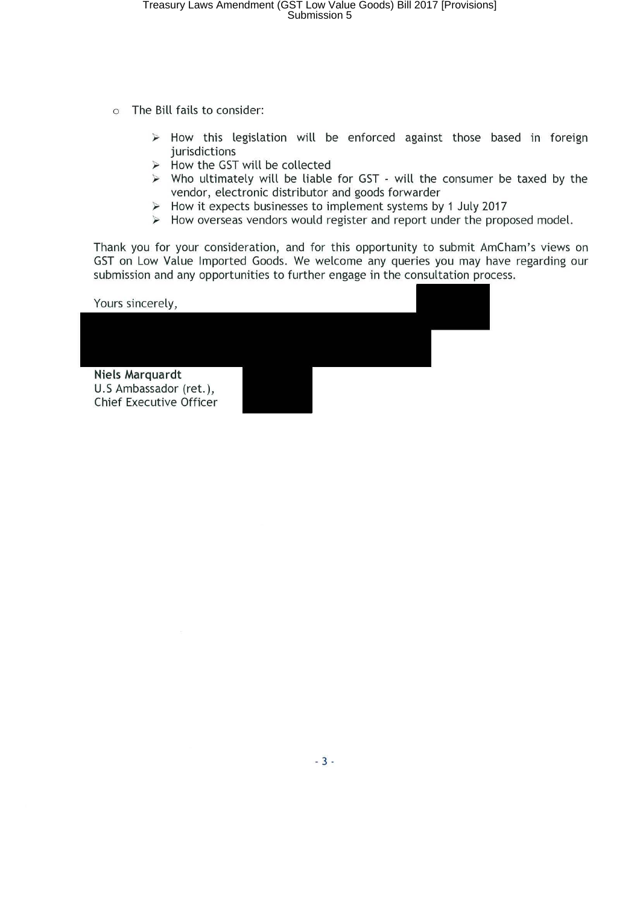- The Bill fails to consider:

    - How this legislation will be enforced against those based in foreign jurisdictions
    - How the GST will be collected
    - Who ultimately will be liable for GST - will the consumer be taxed by the vendor, electronic distributor and goods forwarder
    - How it expects businesses to implement systems by 1 July 2017
    - How overseas vendors would register and report under the proposed model.

Thank you for your consideration, and for this opportunity to submit AmCham's views on GST on Low Value Imported Goods. We welcome any queries you may have regarding our submission and any opportunities to further engage in the consultation process.

Yours sincerely,

**Niels Marquardt**
U.S Ambassador (ret.),
Chief Executive Officer